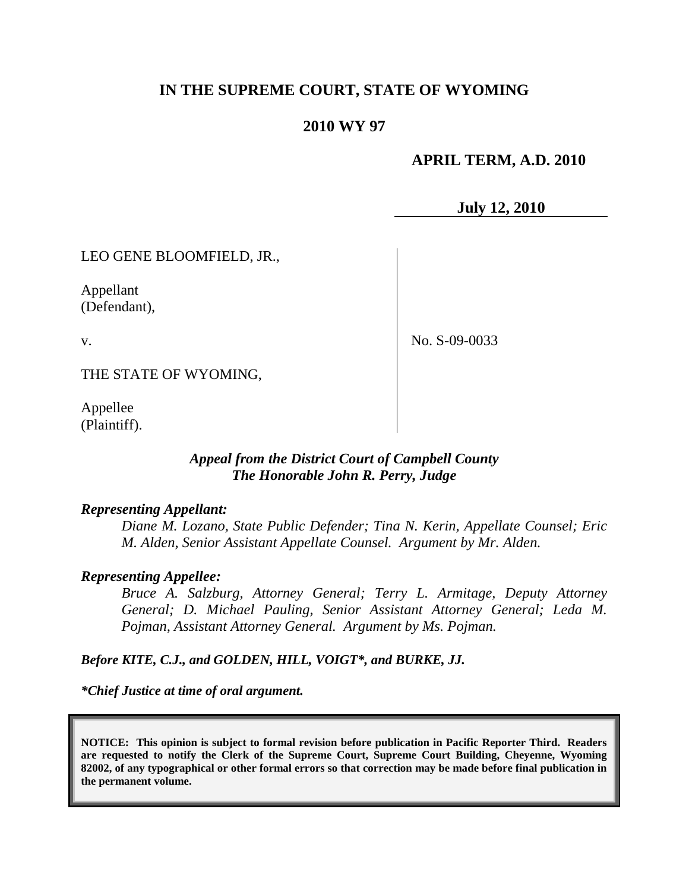# IN THE SUPREME COURT, STATE OF WYOMING

## 2010 WY 97

**APRIL TERM, A.D. 2010**

**July 12, 2010**

LEO GENE BLOOMFIELD, JR.,

Appellant
(Defendant),

v.

THE STATE OF WYOMING,

Appellee
(Plaintiff).

No. S-09-0033

*Appeal from the District Court of Campbell County*
*The Honorable John R. Perry, Judge*

***Representing Appellant:***

*Diane M. Lozano, State Public Defender; Tina N. Kerin, Appellate Counsel; Eric M. Alden, Senior Assistant Appellate Counsel. Argument by Mr. Alden.*

***Representing Appellee:***

*Bruce A. Salzburg, Attorney General; Terry L. Armitage, Deputy Attorney General; D. Michael Pauling, Senior Assistant Attorney General; Leda M. Pojman, Assistant Attorney General. Argument by Ms. Pojman.*

***Before KITE, C.J., and GOLDEN, HILL, VOIGT\*, and BURKE, JJ.***

***\*Chief Justice at time of oral argument.***

**NOTICE: This opinion is subject to formal revision before publication in Pacific Reporter Third. Readers are requested to notify the Clerk of the Supreme Court, Supreme Court Building, Cheyenne, Wyoming 82002, of any typographical or other formal errors so that correction may be made before final publication in the permanent volume.**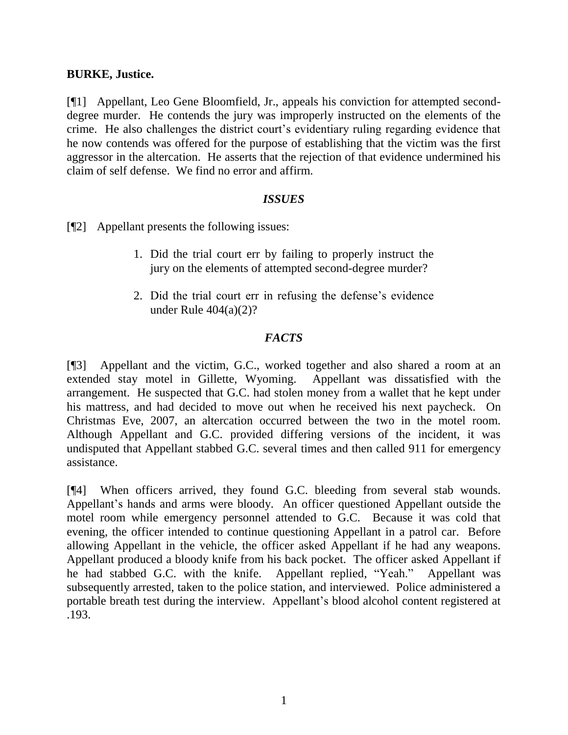**BURKE, Justice.**

[¶1] Appellant, Leo Gene Bloomfield, Jr., appeals his conviction for attempted second-degree murder. He contends the jury was improperly instructed on the elements of the crime. He also challenges the district court's evidentiary ruling regarding evidence that he now contends was offered for the purpose of establishing that the victim was the first aggressor in the altercation. He asserts that the rejection of that evidence undermined his claim of self defense. We find no error and affirm.

### *ISSUES*

[¶2] Appellant presents the following issues:

1. Did the trial court err by failing to properly instruct the jury on the elements of attempted second-degree murder?

2. Did the trial court err in refusing the defense's evidence under Rule 404(a)(2)?

### *FACTS*

[¶3] Appellant and the victim, G.C., worked together and also shared a room at an extended stay motel in Gillette, Wyoming. Appellant was dissatisfied with the arrangement. He suspected that G.C. had stolen money from a wallet that he kept under his mattress, and had decided to move out when he received his next paycheck. On Christmas Eve, 2007, an altercation occurred between the two in the motel room. Although Appellant and G.C. provided differing versions of the incident, it was undisputed that Appellant stabbed G.C. several times and then called 911 for emergency assistance.

[¶4] When officers arrived, they found G.C. bleeding from several stab wounds. Appellant's hands and arms were bloody. An officer questioned Appellant outside the motel room while emergency personnel attended to G.C. Because it was cold that evening, the officer intended to continue questioning Appellant in a patrol car. Before allowing Appellant in the vehicle, the officer asked Appellant if he had any weapons. Appellant produced a bloody knife from his back pocket. The officer asked Appellant if he had stabbed G.C. with the knife. Appellant replied, "Yeah." Appellant was subsequently arrested, taken to the police station, and interviewed. Police administered a portable breath test during the interview. Appellant's blood alcohol content registered at .193.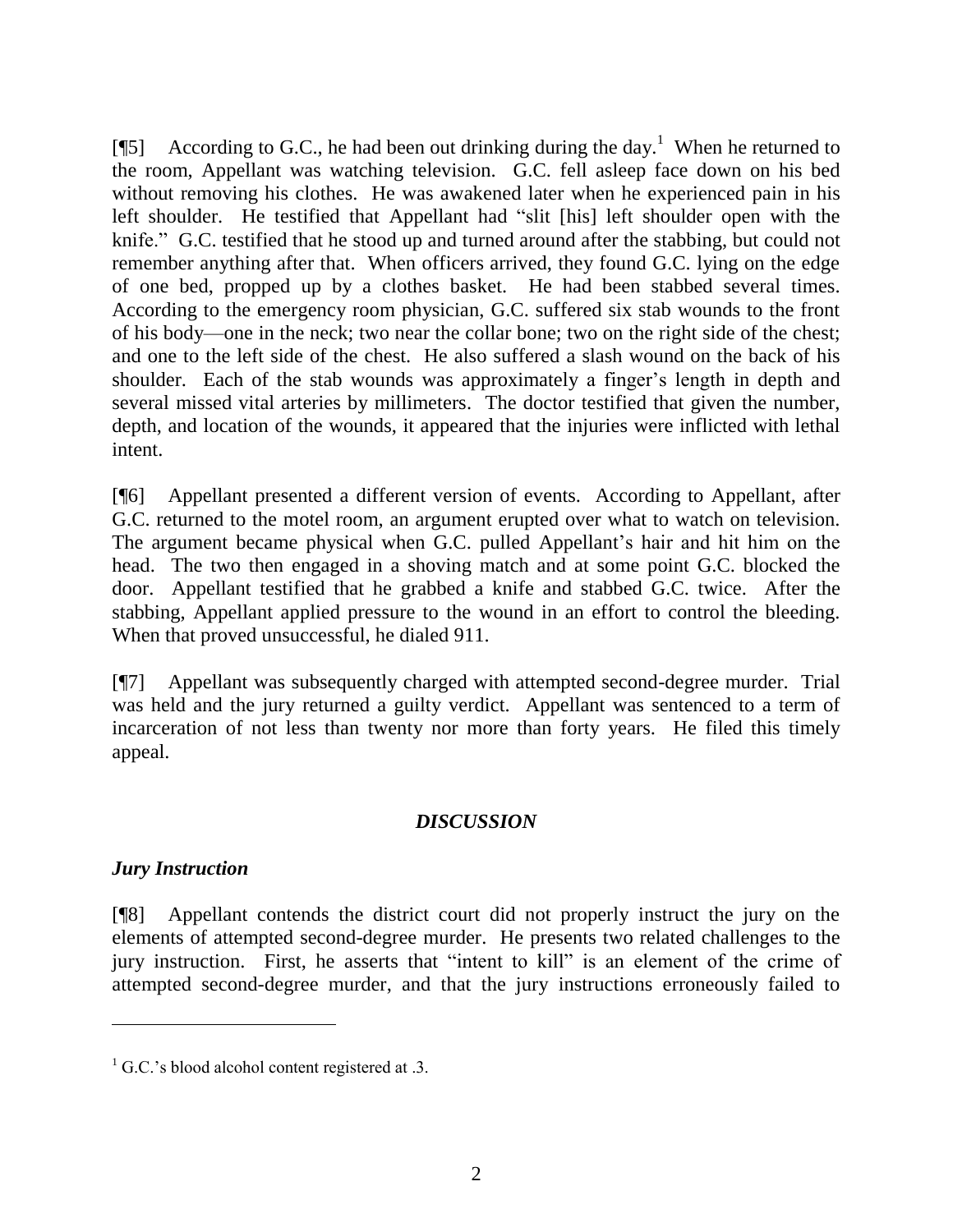[¶5] According to G.C., he had been out drinking during the day.[1] When he returned to the room, Appellant was watching television. G.C. fell asleep face down on his bed without removing his clothes. He was awakened later when he experienced pain in his left shoulder. He testified that Appellant had "slit [his] left shoulder open with the knife." G.C. testified that he stood up and turned around after the stabbing, but could not remember anything after that. When officers arrived, they found G.C. lying on the edge of one bed, propped up by a clothes basket. He had been stabbed several times. According to the emergency room physician, G.C. suffered six stab wounds to the front of his body—one in the neck; two near the collar bone; two on the right side of the chest; and one to the left side of the chest. He also suffered a slash wound on the back of his shoulder. Each of the stab wounds was approximately a finger's length in depth and several missed vital arteries by millimeters. The doctor testified that given the number, depth, and location of the wounds, it appeared that the injuries were inflicted with lethal intent.

[¶6] Appellant presented a different version of events. According to Appellant, after G.C. returned to the motel room, an argument erupted over what to watch on television. The argument became physical when G.C. pulled Appellant's hair and hit him on the head. The two then engaged in a shoving match and at some point G.C. blocked the door. Appellant testified that he grabbed a knife and stabbed G.C. twice. After the stabbing, Appellant applied pressure to the wound in an effort to control the bleeding. When that proved unsuccessful, he dialed 911.

[¶7] Appellant was subsequently charged with attempted second-degree murder. Trial was held and the jury returned a guilty verdict. Appellant was sentenced to a term of incarceration of not less than twenty nor more than forty years. He filed this timely appeal.

## *DISCUSSION*

### *Jury Instruction*

[¶8] Appellant contends the district court did not properly instruct the jury on the elements of attempted second-degree murder. He presents two related challenges to the jury instruction. First, he asserts that "intent to kill" is an element of the crime of attempted second-degree murder, and that the jury instructions erroneously failed to

---

[1] G.C.'s blood alcohol content registered at .3.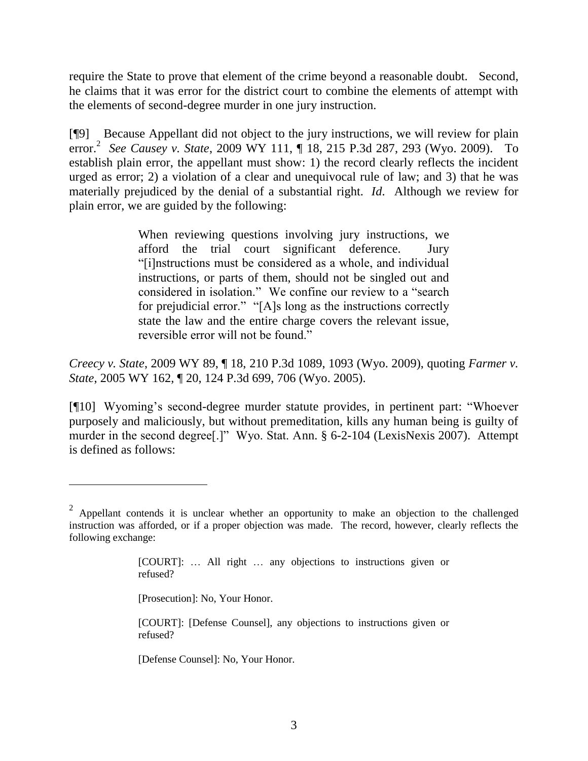require the State to prove that element of the crime beyond a reasonable doubt. Second, he claims that it was error for the district court to combine the elements of attempt with the elements of second-degree murder in one jury instruction.

[¶9] Because Appellant did not object to the jury instructions, we will review for plain error.[2] *See Causey v. State*, 2009 WY 111, ¶ 18, 215 P.3d 287, 293 (Wyo. 2009). To establish plain error, the appellant must show: 1) the record clearly reflects the incident urged as error; 2) a violation of a clear and unequivocal rule of law; and 3) that he was materially prejudiced by the denial of a substantial right. *Id*. Although we review for plain error, we are guided by the following:

> When reviewing questions involving jury instructions, we afford the trial court significant deference. Jury "[i]nstructions must be considered as a whole, and individual instructions, or parts of them, should not be singled out and considered in isolation." We confine our review to a "search for prejudicial error." "[A]s long as the instructions correctly state the law and the entire charge covers the relevant issue, reversible error will not be found."

*Creecy v. State*, 2009 WY 89, ¶ 18, 210 P.3d 1089, 1093 (Wyo. 2009), quoting *Farmer v. State*, 2005 WY 162, ¶ 20, 124 P.3d 699, 706 (Wyo. 2005).

[¶10] Wyoming's second-degree murder statute provides, in pertinent part: "Whoever purposely and maliciously, but without premeditation, kills any human being is guilty of murder in the second degree[.]" Wyo. Stat. Ann. § 6-2-104 (LexisNexis 2007). Attempt is defined as follows:

---

[2] Appellant contends it is unclear whether an opportunity to make an objection to the challenged instruction was afforded, or if a proper objection was made. The record, however, clearly reflects the following exchange:

> [COURT]: … All right … any objections to instructions given or refused?
>
> [Prosecution]: No, Your Honor.
>
> [COURT]: [Defense Counsel], any objections to instructions given or refused?
>
> [Defense Counsel]: No, Your Honor.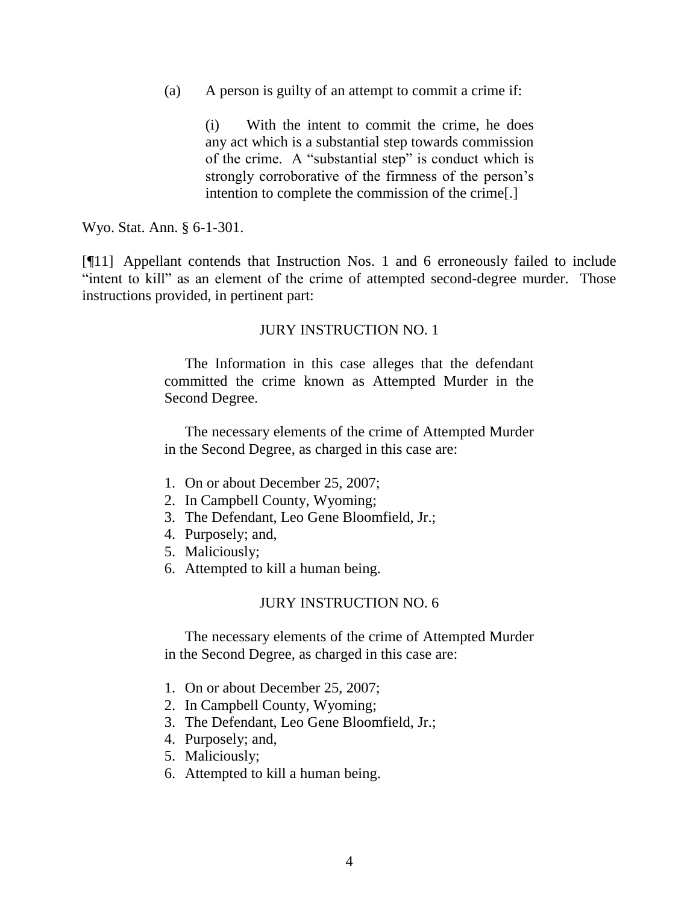> (a) A person is guilty of an attempt to commit a crime if:
>
> > (i) With the intent to commit the crime, he does any act which is a substantial step towards commission of the crime. A "substantial step" is conduct which is strongly corroborative of the firmness of the person's intention to complete the commission of the crime[.]

Wyo. Stat. Ann. § 6-1-301.

[¶11] Appellant contends that Instruction Nos. 1 and 6 erroneously failed to include "intent to kill" as an element of the crime of attempted second-degree murder. Those instructions provided, in pertinent part:

> JURY INSTRUCTION NO. 1
>
> The Information in this case alleges that the defendant committed the crime known as Attempted Murder in the Second Degree.
>
> The necessary elements of the crime of Attempted Murder in the Second Degree, as charged in this case are:
>
> 1. On or about December 25, 2007;
> 2. In Campbell County, Wyoming;
> 3. The Defendant, Leo Gene Bloomfield, Jr.;
> 4. Purposely; and,
> 5. Maliciously;
> 6. Attempted to kill a human being.
>
> JURY INSTRUCTION NO. 6
>
> The necessary elements of the crime of Attempted Murder in the Second Degree, as charged in this case are:
>
> 1. On or about December 25, 2007;
> 2. In Campbell County, Wyoming;
> 3. The Defendant, Leo Gene Bloomfield, Jr.;
> 4. Purposely; and,
> 5. Maliciously;
> 6. Attempted to kill a human being.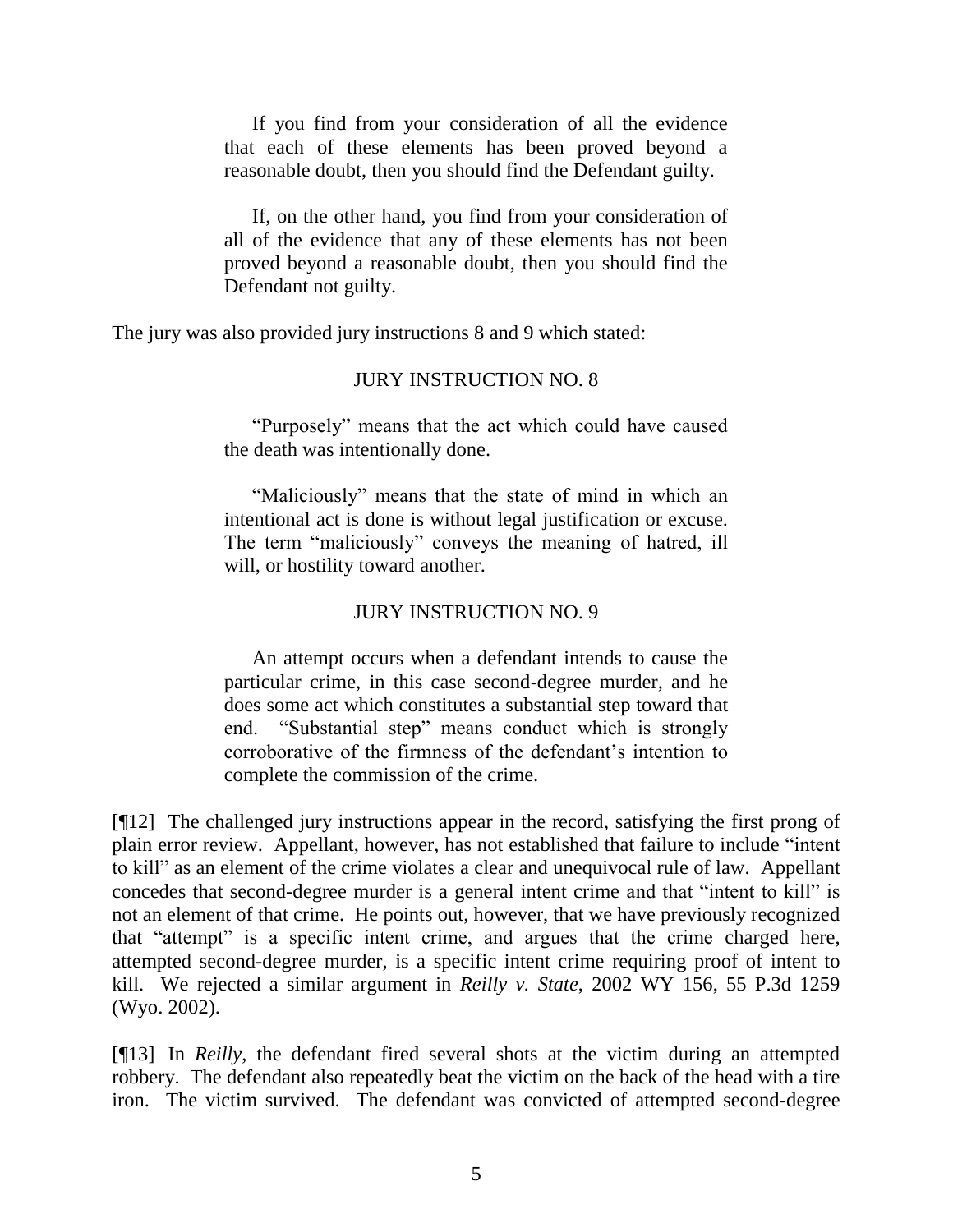> If you find from your consideration of all the evidence that each of these elements has been proved beyond a reasonable doubt, then you should find the Defendant guilty.
>
> If, on the other hand, you find from your consideration of all of the evidence that any of these elements has not been proved beyond a reasonable doubt, then you should find the Defendant not guilty.

The jury was also provided jury instructions 8 and 9 which stated:

> JURY INSTRUCTION NO. 8
>
> "Purposely" means that the act which could have caused the death was intentionally done.
>
> "Maliciously" means that the state of mind in which an intentional act is done is without legal justification or excuse. The term "maliciously" conveys the meaning of hatred, ill will, or hostility toward another.
>
> JURY INSTRUCTION NO. 9
>
> An attempt occurs when a defendant intends to cause the particular crime, in this case second-degree murder, and he does some act which constitutes a substantial step toward that end. "Substantial step" means conduct which is strongly corroborative of the firmness of the defendant's intention to complete the commission of the crime.

[¶12] The challenged jury instructions appear in the record, satisfying the first prong of plain error review. Appellant, however, has not established that failure to include "intent to kill" as an element of the crime violates a clear and unequivocal rule of law. Appellant concedes that second-degree murder is a general intent crime and that "intent to kill" is not an element of that crime. He points out, however, that we have previously recognized that "attempt" is a specific intent crime, and argues that the crime charged here, attempted second-degree murder, is a specific intent crime requiring proof of intent to kill. We rejected a similar argument in *Reilly v. State*, 2002 WY 156, 55 P.3d 1259 (Wyo. 2002).

[¶13] In *Reilly*, the defendant fired several shots at the victim during an attempted robbery. The defendant also repeatedly beat the victim on the back of the head with a tire iron. The victim survived. The defendant was convicted of attempted second-degree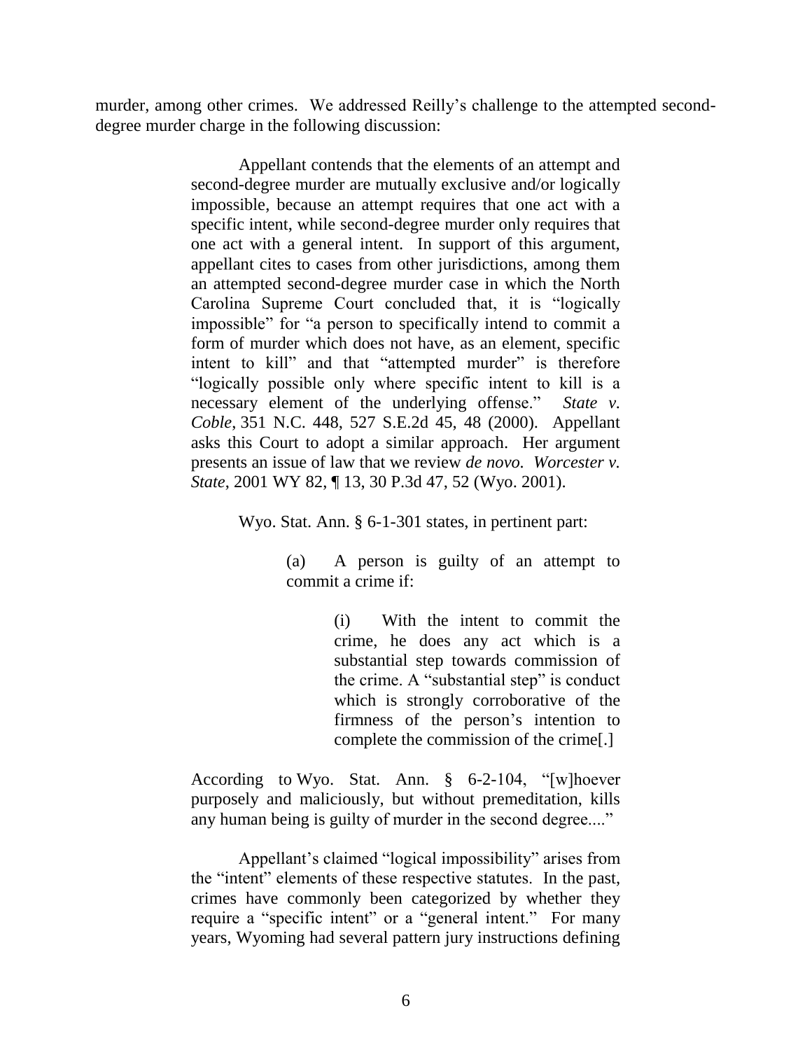murder, among other crimes. We addressed Reilly's challenge to the attempted second-degree murder charge in the following discussion:

> Appellant contends that the elements of an attempt and second-degree murder are mutually exclusive and/or logically impossible, because an attempt requires that one act with a specific intent, while second-degree murder only requires that one act with a general intent. In support of this argument, appellant cites to cases from other jurisdictions, among them an attempted second-degree murder case in which the North Carolina Supreme Court concluded that, it is "logically impossible" for "a person to specifically intend to commit a form of murder which does not have, as an element, specific intent to kill" and that "attempted murder" is therefore "logically possible only where specific intent to kill is a necessary element of the underlying offense." *State v. Coble*, 351 N.C. 448, 527 S.E.2d 45, 48 (2000). Appellant asks this Court to adopt a similar approach. Her argument presents an issue of law that we review *de novo. Worcester v. State*, 2001 WY 82, ¶ 13, 30 P.3d 47, 52 (Wyo. 2001).
>
> Wyo. Stat. Ann. § 6-1-301 states, in pertinent part:
>
> > (a) A person is guilty of an attempt to commit a crime if:
> >
> > > (i) With the intent to commit the crime, he does any act which is a substantial step towards commission of the crime. A "substantial step" is conduct which is strongly corroborative of the firmness of the person's intention to complete the commission of the crime[.]
>
> According to Wyo. Stat. Ann. § 6-2-104, "[w]hoever purposely and maliciously, but without premeditation, kills any human being is guilty of murder in the second degree...."
>
> Appellant's claimed "logical impossibility" arises from the "intent" elements of these respective statutes. In the past, crimes have commonly been categorized by whether they require a "specific intent" or a "general intent." For many years, Wyoming had several pattern jury instructions defining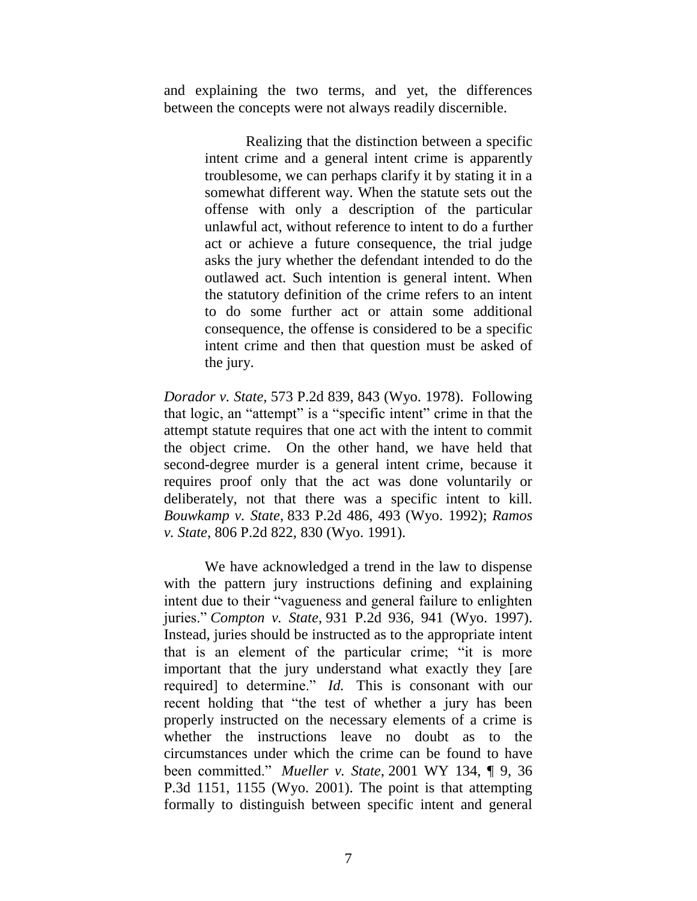and explaining the two terms, and yet, the differences between the concepts were not always readily discernible.

> Realizing that the distinction between a specific intent crime and a general intent crime is apparently troublesome, we can perhaps clarify it by stating it in a somewhat different way. When the statute sets out the offense with only a description of the particular unlawful act, without reference to intent to do a further act or achieve a future consequence, the trial judge asks the jury whether the defendant intended to do the outlawed act. Such intention is general intent. When the statutory definition of the crime refers to an intent to do some further act or attain some additional consequence, the offense is considered to be a specific intent crime and then that question must be asked of the jury.

*Dorador v. State*, 573 P.2d 839, 843 (Wyo. 1978). Following that logic, an "attempt" is a "specific intent" crime in that the attempt statute requires that one act with the intent to commit the object crime. On the other hand, we have held that second-degree murder is a general intent crime, because it requires proof only that the act was done voluntarily or deliberately, not that there was a specific intent to kill. *Bouwkamp v. State*, 833 P.2d 486, 493 (Wyo. 1992); *Ramos v. State*, 806 P.2d 822, 830 (Wyo. 1991).

We have acknowledged a trend in the law to dispense with the pattern jury instructions defining and explaining intent due to their "vagueness and general failure to enlighten juries." *Compton v. State*, 931 P.2d 936, 941 (Wyo. 1997). Instead, juries should be instructed as to the appropriate intent that is an element of the particular crime; "it is more important that the jury understand what exactly they [are required] to determine." *Id.* This is consonant with our recent holding that "the test of whether a jury has been properly instructed on the necessary elements of a crime is whether the instructions leave no doubt as to the circumstances under which the crime can be found to have been committed." *Mueller v. State*, 2001 WY 134, ¶ 9, 36 P.3d 1151, 1155 (Wyo. 2001). The point is that attempting formally to distinguish between specific intent and general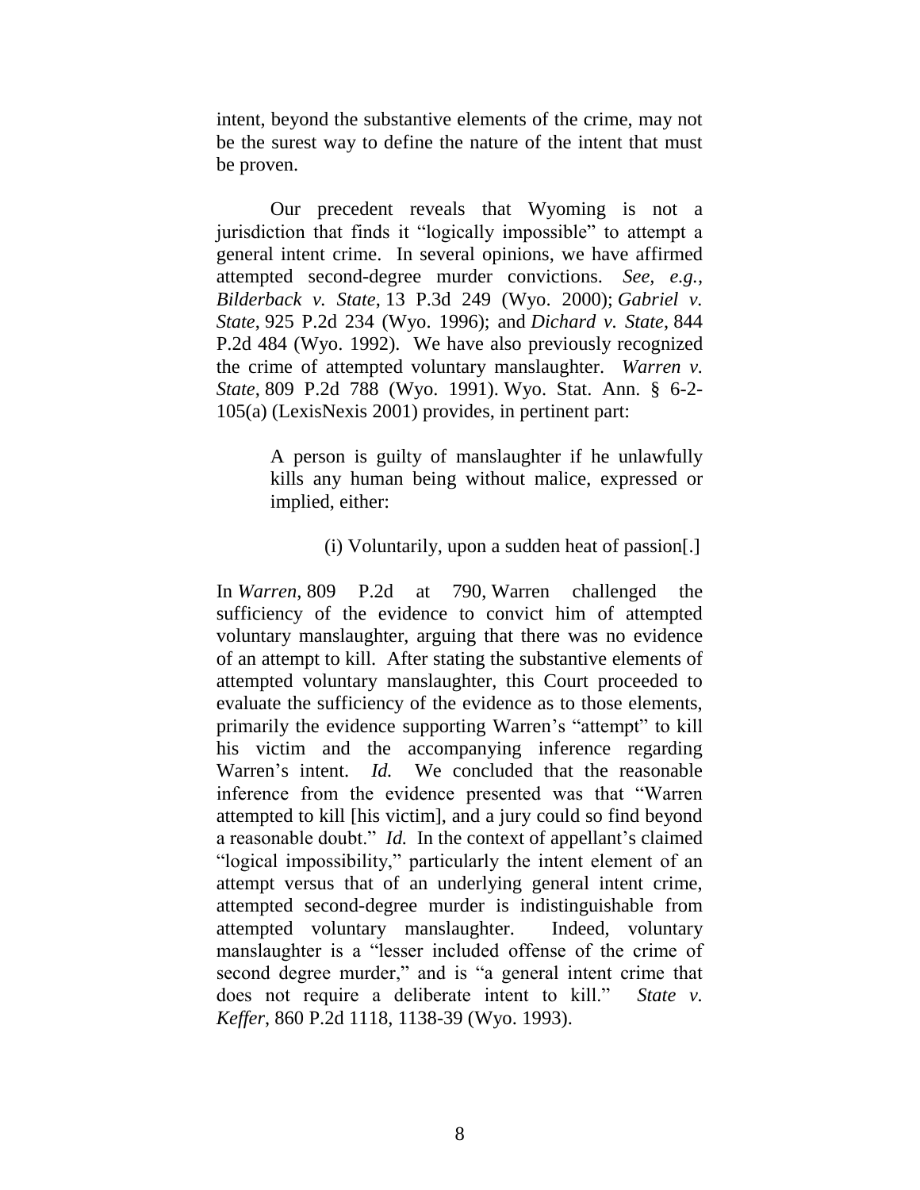intent, beyond the substantive elements of the crime, may not be the surest way to define the nature of the intent that must be proven.

Our precedent reveals that Wyoming is not a jurisdiction that finds it "logically impossible" to attempt a general intent crime. In several opinions, we have affirmed attempted second-degree murder convictions. *See, e.g., Bilderback v. State*, 13 P.3d 249 (Wyo. 2000); *Gabriel v. State*, 925 P.2d 234 (Wyo. 1996); and *Dichard v. State*, 844 P.2d 484 (Wyo. 1992). We have also previously recognized the crime of attempted voluntary manslaughter. *Warren v. State*, 809 P.2d 788 (Wyo. 1991). Wyo. Stat. Ann. § 6-2-105(a) (LexisNexis 2001) provides, in pertinent part:

> A person is guilty of manslaughter if he unlawfully kills any human being without malice, expressed or implied, either:
>
> (i) Voluntarily, upon a sudden heat of passion[.]

In *Warren*, 809 P.2d at 790, Warren challenged the sufficiency of the evidence to convict him of attempted voluntary manslaughter, arguing that there was no evidence of an attempt to kill. After stating the substantive elements of attempted voluntary manslaughter, this Court proceeded to evaluate the sufficiency of the evidence as to those elements, primarily the evidence supporting Warren's "attempt" to kill his victim and the accompanying inference regarding Warren's intent. *Id.* We concluded that the reasonable inference from the evidence presented was that "Warren attempted to kill [his victim], and a jury could so find beyond a reasonable doubt." *Id.* In the context of appellant's claimed "logical impossibility," particularly the intent element of an attempt versus that of an underlying general intent crime, attempted second-degree murder is indistinguishable from attempted voluntary manslaughter. Indeed, voluntary manslaughter is a "lesser included offense of the crime of second degree murder," and is "a general intent crime that does not require a deliberate intent to kill." *State v. Keffer*, 860 P.2d 1118, 1138-39 (Wyo. 1993).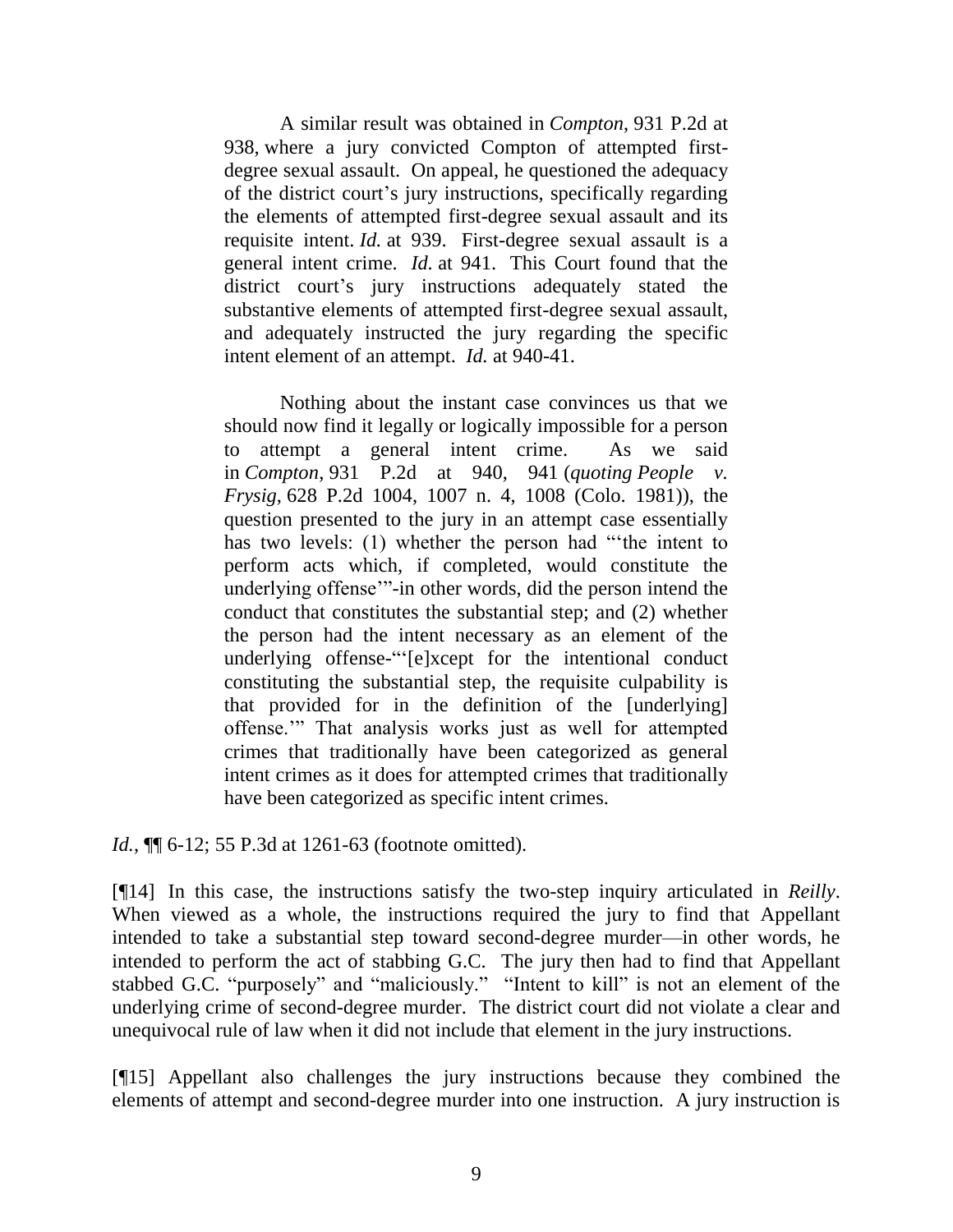> A similar result was obtained in *Compton*, 931 P.2d at 938, where a jury convicted Compton of attempted first-degree sexual assault. On appeal, he questioned the adequacy of the district court's jury instructions, specifically regarding the elements of attempted first-degree sexual assault and its requisite intent. *Id.* at 939. First-degree sexual assault is a general intent crime. *Id.* at 941. This Court found that the district court's jury instructions adequately stated the substantive elements of attempted first-degree sexual assault, and adequately instructed the jury regarding the specific intent element of an attempt. *Id.* at 940-41.
>
> Nothing about the instant case convinces us that we should now find it legally or logically impossible for a person to attempt a general intent crime. As we said in *Compton*, 931 P.2d at 940, 941 (*quoting People v. Frysig*, 628 P.2d 1004, 1007 n. 4, 1008 (Colo. 1981)), the question presented to the jury in an attempt case essentially has two levels: (1) whether the person had "'the intent to perform acts which, if completed, would constitute the underlying offense'"-in other words, did the person intend the conduct that constitutes the substantial step; and (2) whether the person had the intent necessary as an element of the underlying offense-"'[e]xcept for the intentional conduct constituting the substantial step, the requisite culpability is that provided for in the definition of the [underlying] offense.'" That analysis works just as well for attempted crimes that traditionally have been categorized as general intent crimes as it does for attempted crimes that traditionally have been categorized as specific intent crimes.

*Id.*, ¶¶ 6-12; 55 P.3d at 1261-63 (footnote omitted).

[¶14] In this case, the instructions satisfy the two-step inquiry articulated in *Reilly*. When viewed as a whole, the instructions required the jury to find that Appellant intended to take a substantial step toward second-degree murder—in other words, he intended to perform the act of stabbing G.C. The jury then had to find that Appellant stabbed G.C. "purposely" and "maliciously." "Intent to kill" is not an element of the underlying crime of second-degree murder. The district court did not violate a clear and unequivocal rule of law when it did not include that element in the jury instructions.

[¶15] Appellant also challenges the jury instructions because they combined the elements of attempt and second-degree murder into one instruction. A jury instruction is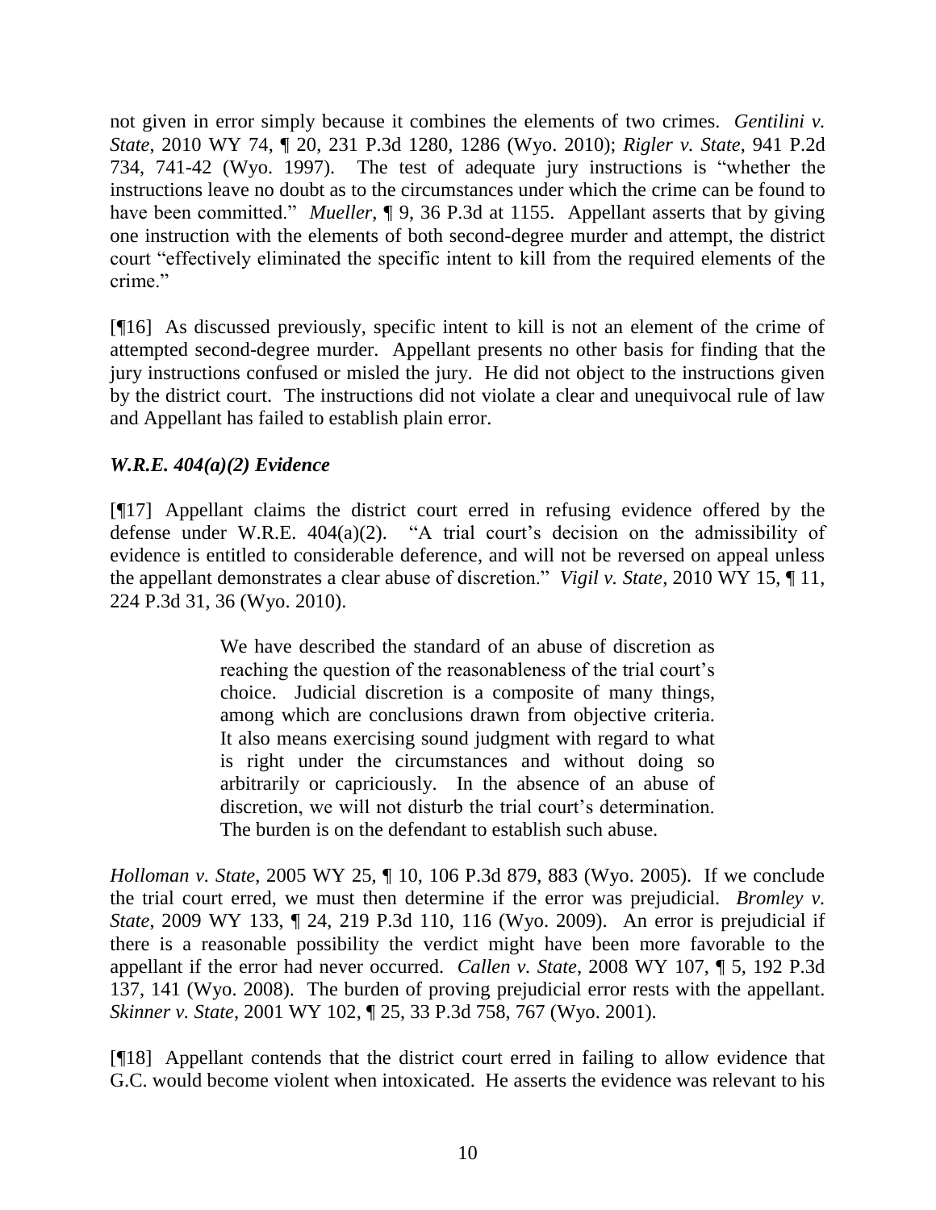not given in error simply because it combines the elements of two crimes. *Gentilini v. State*, 2010 WY 74, ¶ 20, 231 P.3d 1280, 1286 (Wyo. 2010); *Rigler v. State*, 941 P.2d 734, 741-42 (Wyo. 1997). The test of adequate jury instructions is "whether the instructions leave no doubt as to the circumstances under which the crime can be found to have been committed." *Mueller*, ¶ 9, 36 P.3d at 1155. Appellant asserts that by giving one instruction with the elements of both second-degree murder and attempt, the district court "effectively eliminated the specific intent to kill from the required elements of the crime."

[¶16] As discussed previously, specific intent to kill is not an element of the crime of attempted second-degree murder. Appellant presents no other basis for finding that the jury instructions confused or misled the jury. He did not object to the instructions given by the district court. The instructions did not violate a clear and unequivocal rule of law and Appellant has failed to establish plain error.

### *W.R.E. 404(a)(2) Evidence*

[¶17] Appellant claims the district court erred in refusing evidence offered by the defense under W.R.E. 404(a)(2). "A trial court's decision on the admissibility of evidence is entitled to considerable deference, and will not be reversed on appeal unless the appellant demonstrates a clear abuse of discretion." *Vigil v. State*, 2010 WY 15, ¶ 11, 224 P.3d 31, 36 (Wyo. 2010).

> We have described the standard of an abuse of discretion as reaching the question of the reasonableness of the trial court's choice. Judicial discretion is a composite of many things, among which are conclusions drawn from objective criteria. It also means exercising sound judgment with regard to what is right under the circumstances and without doing so arbitrarily or capriciously. In the absence of an abuse of discretion, we will not disturb the trial court's determination. The burden is on the defendant to establish such abuse.

*Holloman v. State*, 2005 WY 25, ¶ 10, 106 P.3d 879, 883 (Wyo. 2005). If we conclude the trial court erred, we must then determine if the error was prejudicial. *Bromley v. State*, 2009 WY 133, ¶ 24, 219 P.3d 110, 116 (Wyo. 2009). An error is prejudicial if there is a reasonable possibility the verdict might have been more favorable to the appellant if the error had never occurred. *Callen v. State*, 2008 WY 107, ¶ 5, 192 P.3d 137, 141 (Wyo. 2008). The burden of proving prejudicial error rests with the appellant. *Skinner v. State*, 2001 WY 102, ¶ 25, 33 P.3d 758, 767 (Wyo. 2001).

[¶18] Appellant contends that the district court erred in failing to allow evidence that G.C. would become violent when intoxicated. He asserts the evidence was relevant to his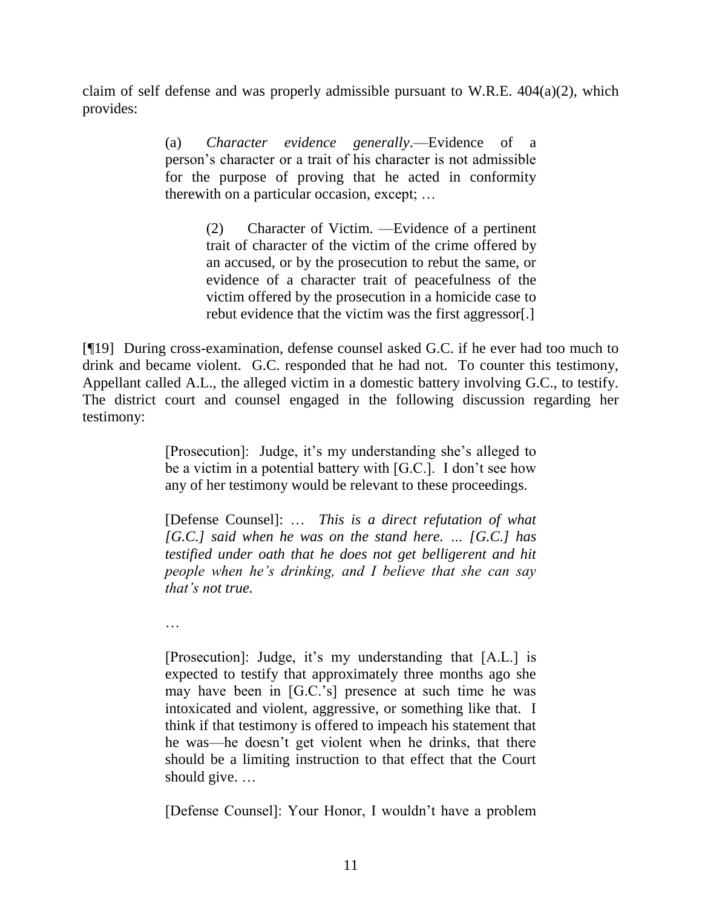claim of self defense and was properly admissible pursuant to W.R.E. 404(a)(2), which provides:

> (a) *Character evidence generally*.—Evidence of a person's character or a trait of his character is not admissible for the purpose of proving that he acted in conformity therewith on a particular occasion, except; …
>
> > (2) Character of Victim. —Evidence of a pertinent trait of character of the victim of the crime offered by an accused, or by the prosecution to rebut the same, or evidence of a character trait of peacefulness of the victim offered by the prosecution in a homicide case to rebut evidence that the victim was the first aggressor[.]

[¶19] During cross-examination, defense counsel asked G.C. if he ever had too much to drink and became violent. G.C. responded that he had not. To counter this testimony, Appellant called A.L., the alleged victim in a domestic battery involving G.C., to testify. The district court and counsel engaged in the following discussion regarding her testimony:

> [Prosecution]: Judge, it's my understanding she's alleged to be a victim in a potential battery with [G.C.]. I don't see how any of her testimony would be relevant to these proceedings.
>
> [Defense Counsel]: … *This is a direct refutation of what [G.C.] said when he was on the stand here. … [G.C.] has testified under oath that he does not get belligerent and hit people when he's drinking, and I believe that she can say that's not true.*
>
> …
>
> [Prosecution]: Judge, it's my understanding that [A.L.] is expected to testify that approximately three months ago she may have been in [G.C.'s] presence at such time he was intoxicated and violent, aggressive, or something like that. I think if that testimony is offered to impeach his statement that he was—he doesn't get violent when he drinks, that there should be a limiting instruction to that effect that the Court should give. …
>
> [Defense Counsel]: Your Honor, I wouldn't have a problem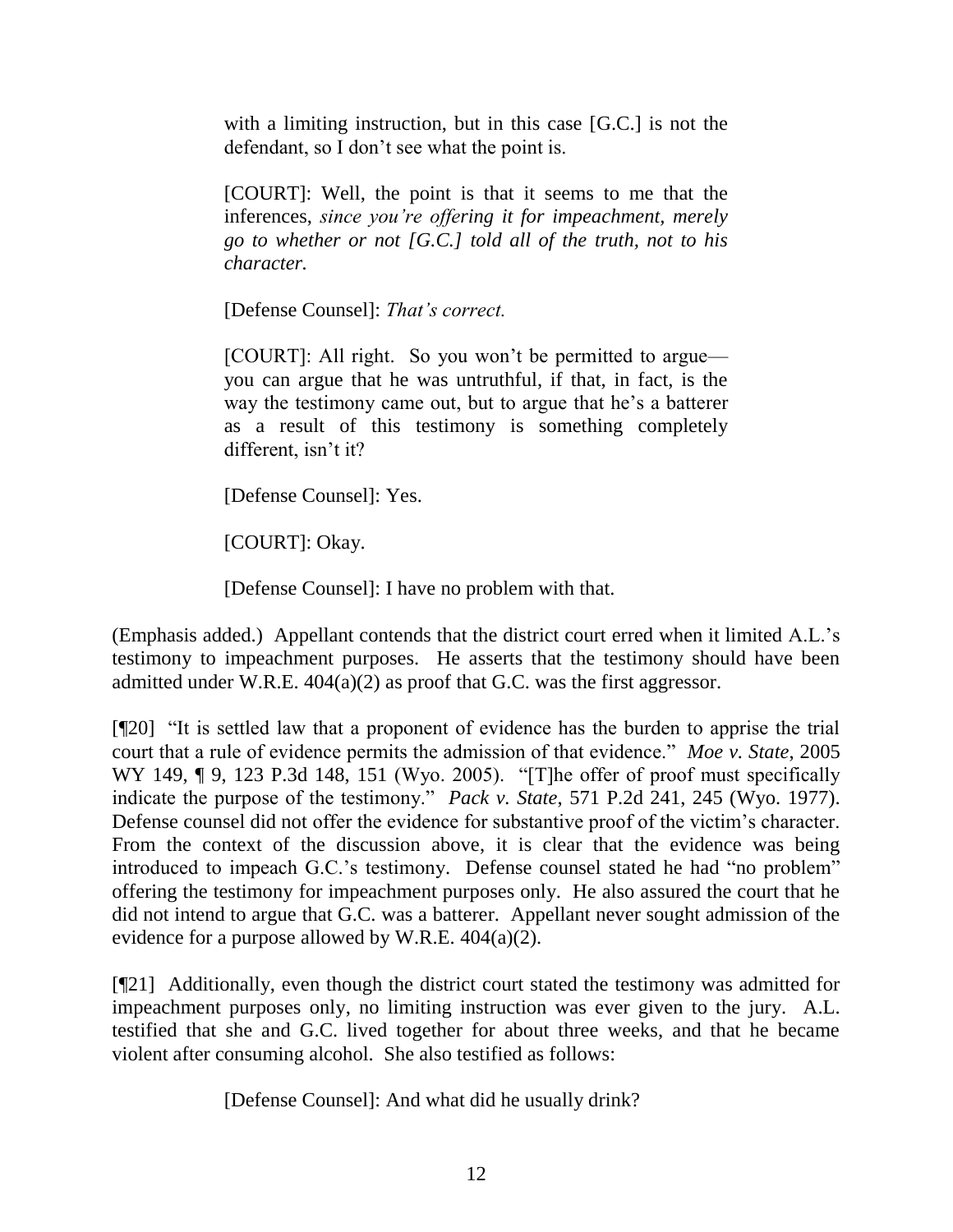> with a limiting instruction, but in this case [G.C.] is not the defendant, so I don't see what the point is.
>
> [COURT]: Well, the point is that it seems to me that the inferences, *since you're offering it for impeachment, merely go to whether or not [G.C.] told all of the truth, not to his character.*
>
> [Defense Counsel]: *That's correct.*
>
> [COURT]: All right. So you won't be permitted to argue—you can argue that he was untruthful, if that, in fact, is the way the testimony came out, but to argue that he's a batterer as a result of this testimony is something completely different, isn't it?
>
> [Defense Counsel]: Yes.
>
> [COURT]: Okay.
>
> [Defense Counsel]: I have no problem with that.

(Emphasis added.) Appellant contends that the district court erred when it limited A.L.'s testimony to impeachment purposes. He asserts that the testimony should have been admitted under W.R.E. 404(a)(2) as proof that G.C. was the first aggressor.

[¶20] "It is settled law that a proponent of evidence has the burden to apprise the trial court that a rule of evidence permits the admission of that evidence." *Moe v. State*, 2005 WY 149, ¶ 9, 123 P.3d 148, 151 (Wyo. 2005). "[T]he offer of proof must specifically indicate the purpose of the testimony." *Pack v. State*, 571 P.2d 241, 245 (Wyo. 1977). Defense counsel did not offer the evidence for substantive proof of the victim's character. From the context of the discussion above, it is clear that the evidence was being introduced to impeach G.C.'s testimony. Defense counsel stated he had "no problem" offering the testimony for impeachment purposes only. He also assured the court that he did not intend to argue that G.C. was a batterer. Appellant never sought admission of the evidence for a purpose allowed by W.R.E. 404(a)(2).

[¶21] Additionally, even though the district court stated the testimony was admitted for impeachment purposes only, no limiting instruction was ever given to the jury. A.L. testified that she and G.C. lived together for about three weeks, and that he became violent after consuming alcohol. She also testified as follows:

> [Defense Counsel]: And what did he usually drink?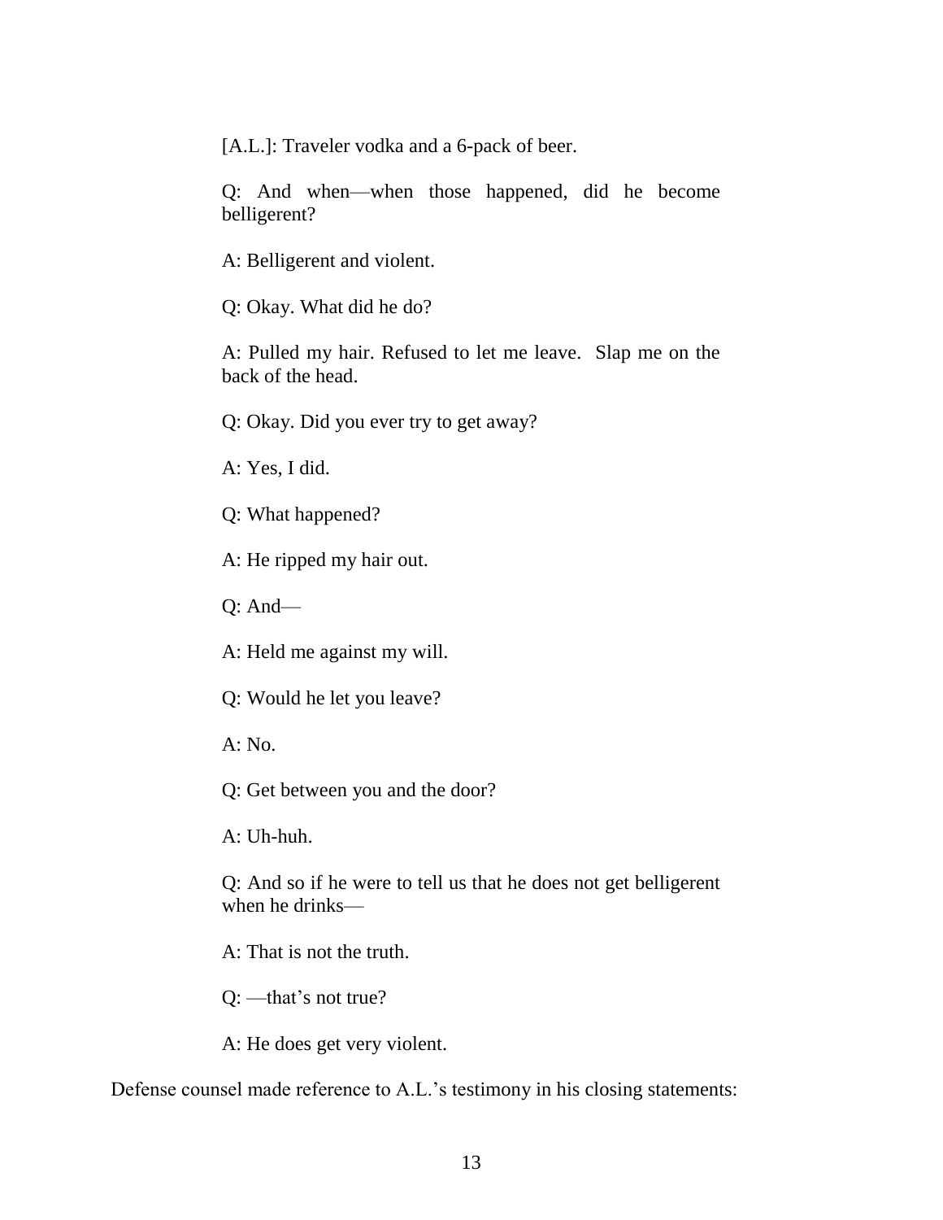> [A.L.]: Traveler vodka and a 6-pack of beer.
>
> Q: And when—when those happened, did he become belligerent?
>
> A: Belligerent and violent.
>
> Q: Okay. What did he do?
>
> A: Pulled my hair. Refused to let me leave. Slap me on the back of the head.
>
> Q: Okay. Did you ever try to get away?
>
> A: Yes, I did.
>
> Q: What happened?
>
> A: He ripped my hair out.
>
> Q: And—
>
> A: Held me against my will.
>
> Q: Would he let you leave?
>
> A: No.
>
> Q: Get between you and the door?
>
> A: Uh-huh.
>
> Q: And so if he were to tell us that he does not get belligerent when he drinks—
>
> A: That is not the truth.
>
> Q: —that's not true?
>
> A: He does get very violent.

Defense counsel made reference to A.L.'s testimony in his closing statements: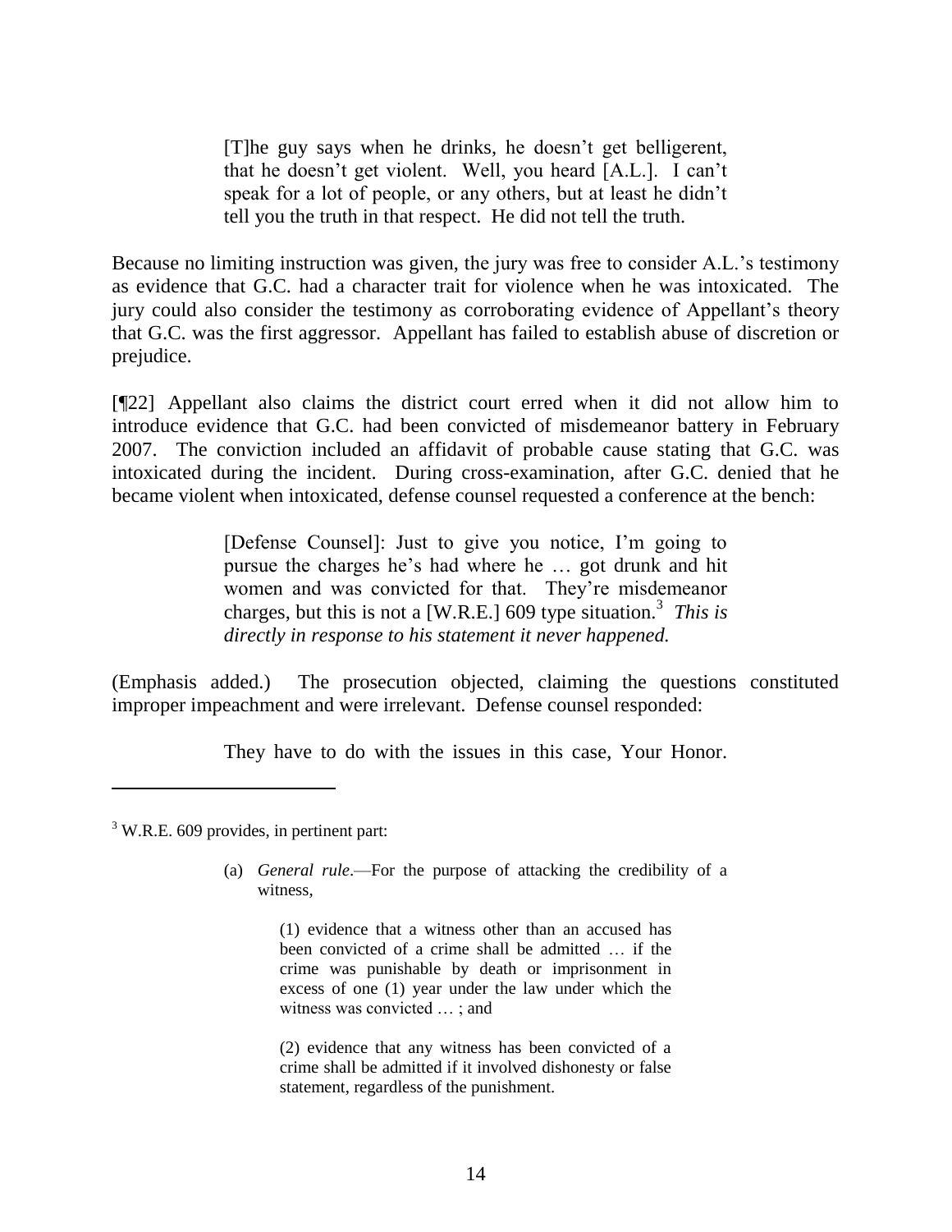> [T]he guy says when he drinks, he doesn't get belligerent, that he doesn't get violent. Well, you heard [A.L.]. I can't speak for a lot of people, or any others, but at least he didn't tell you the truth in that respect. He did not tell the truth.

Because no limiting instruction was given, the jury was free to consider A.L.'s testimony as evidence that G.C. had a character trait for violence when he was intoxicated. The jury could also consider the testimony as corroborating evidence of Appellant's theory that G.C. was the first aggressor. Appellant has failed to establish abuse of discretion or prejudice.

[¶22] Appellant also claims the district court erred when it did not allow him to introduce evidence that G.C. had been convicted of misdemeanor battery in February 2007. The conviction included an affidavit of probable cause stating that G.C. was intoxicated during the incident. During cross-examination, after G.C. denied that he became violent when intoxicated, defense counsel requested a conference at the bench:

> [Defense Counsel]: Just to give you notice, I'm going to pursue the charges he's had where he … got drunk and hit women and was convicted for that. They're misdemeanor charges, but this is not a [W.R.E.] 609 type situation.[3] *This is directly in response to his statement it never happened.*

(Emphasis added.) The prosecution objected, claiming the questions constituted improper impeachment and were irrelevant. Defense counsel responded:

> They have to do with the issues in this case, Your Honor.

---

[3] W.R.E. 609 provides, in pertinent part:

> (a) *General rule*.—For the purpose of attacking the credibility of a witness,
>
> > (1) evidence that a witness other than an accused has been convicted of a crime shall be admitted … if the crime was punishable by death or imprisonment in excess of one (1) year under the law under which the witness was convicted … ; and
> >
> > (2) evidence that any witness has been convicted of a crime shall be admitted if it involved dishonesty or false statement, regardless of the punishment.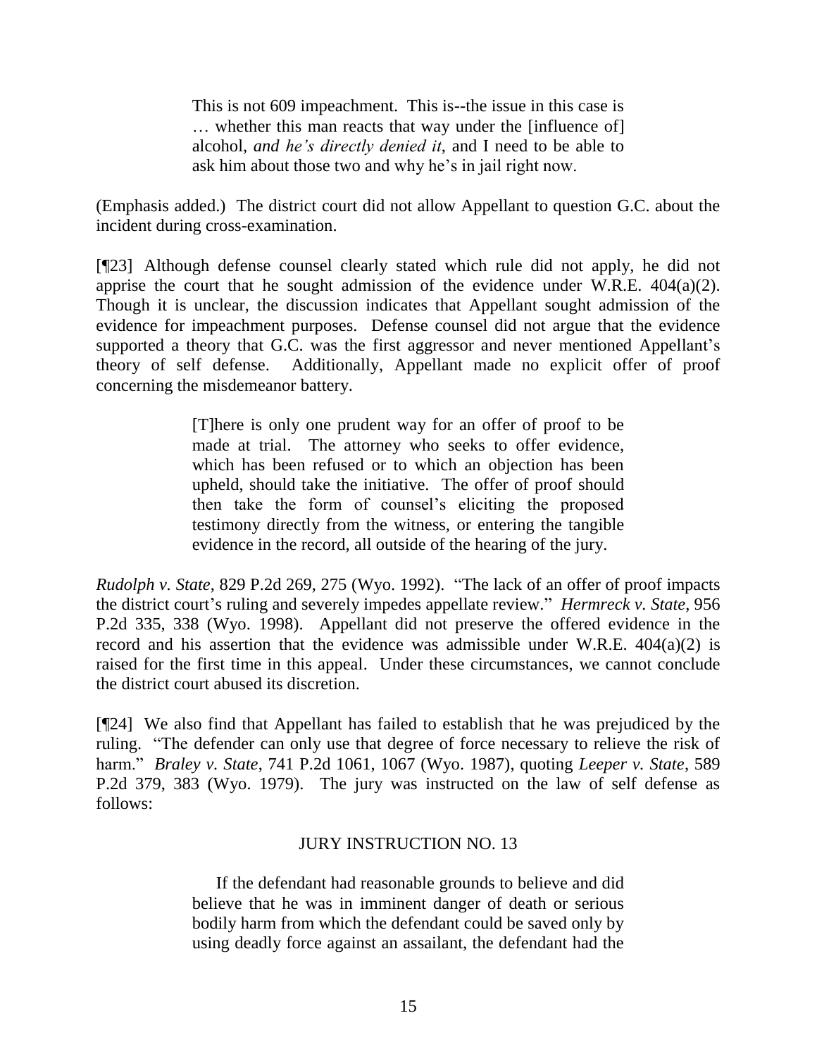> This is not 609 impeachment. This is--the issue in this case is … whether this man reacts that way under the [influence of] alcohol, *and he's directly denied it*, and I need to be able to ask him about those two and why he's in jail right now.

(Emphasis added.) The district court did not allow Appellant to question G.C. about the incident during cross-examination.

[¶23] Although defense counsel clearly stated which rule did not apply, he did not apprise the court that he sought admission of the evidence under W.R.E. 404(a)(2). Though it is unclear, the discussion indicates that Appellant sought admission of the evidence for impeachment purposes. Defense counsel did not argue that the evidence supported a theory that G.C. was the first aggressor and never mentioned Appellant's theory of self defense. Additionally, Appellant made no explicit offer of proof concerning the misdemeanor battery.

> [T]here is only one prudent way for an offer of proof to be made at trial. The attorney who seeks to offer evidence, which has been refused or to which an objection has been upheld, should take the initiative. The offer of proof should then take the form of counsel's eliciting the proposed testimony directly from the witness, or entering the tangible evidence in the record, all outside of the hearing of the jury.

*Rudolph v. State*, 829 P.2d 269, 275 (Wyo. 1992). "The lack of an offer of proof impacts the district court's ruling and severely impedes appellate review." *Hermreck v. State*, 956 P.2d 335, 338 (Wyo. 1998). Appellant did not preserve the offered evidence in the record and his assertion that the evidence was admissible under W.R.E. 404(a)(2) is raised for the first time in this appeal. Under these circumstances, we cannot conclude the district court abused its discretion.

[¶24] We also find that Appellant has failed to establish that he was prejudiced by the ruling. "The defender can only use that degree of force necessary to relieve the risk of harm." *Braley v. State*, 741 P.2d 1061, 1067 (Wyo. 1987), quoting *Leeper v. State*, 589 P.2d 379, 383 (Wyo. 1979). The jury was instructed on the law of self defense as follows:

> JURY INSTRUCTION NO. 13
>
> If the defendant had reasonable grounds to believe and did believe that he was in imminent danger of death or serious bodily harm from which the defendant could be saved only by using deadly force against an assailant, the defendant had the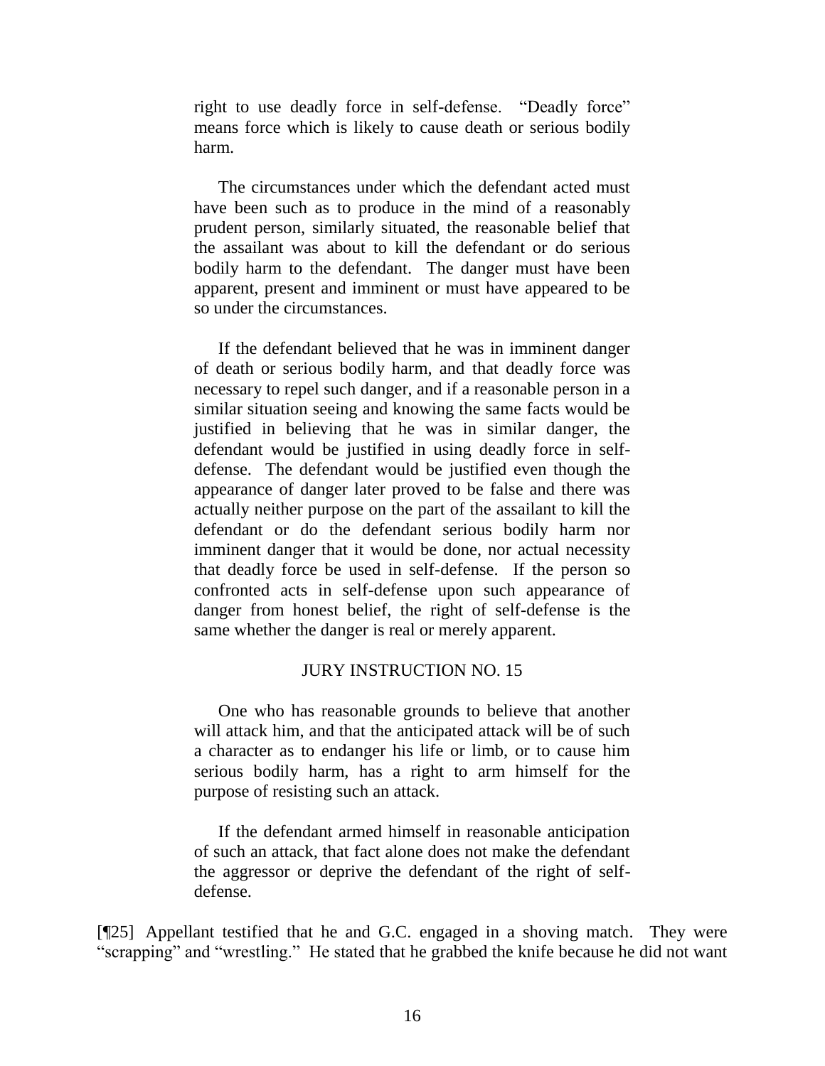right to use deadly force in self-defense. "Deadly force" means force which is likely to cause death or serious bodily harm.

The circumstances under which the defendant acted must have been such as to produce in the mind of a reasonably prudent person, similarly situated, the reasonable belief that the assailant was about to kill the defendant or do serious bodily harm to the defendant. The danger must have been apparent, present and imminent or must have appeared to be so under the circumstances.

If the defendant believed that he was in imminent danger of death or serious bodily harm, and that deadly force was necessary to repel such danger, and if a reasonable person in a similar situation seeing and knowing the same facts would be justified in believing that he was in similar danger, the defendant would be justified in using deadly force in self-defense. The defendant would be justified even though the appearance of danger later proved to be false and there was actually neither purpose on the part of the assailant to kill the defendant or do the defendant serious bodily harm nor imminent danger that it would be done, nor actual necessity that deadly force be used in self-defense. If the person so confronted acts in self-defense upon such appearance of danger from honest belief, the right of self-defense is the same whether the danger is real or merely apparent.

JURY INSTRUCTION NO. 15

One who has reasonable grounds to believe that another will attack him, and that the anticipated attack will be of such a character as to endanger his life or limb, or to cause him serious bodily harm, has a right to arm himself for the purpose of resisting such an attack.

If the defendant armed himself in reasonable anticipation of such an attack, that fact alone does not make the defendant the aggressor or deprive the defendant of the right of self-defense.

[¶25] Appellant testified that he and G.C. engaged in a shoving match. They were "scrapping" and "wrestling." He stated that he grabbed the knife because he did not want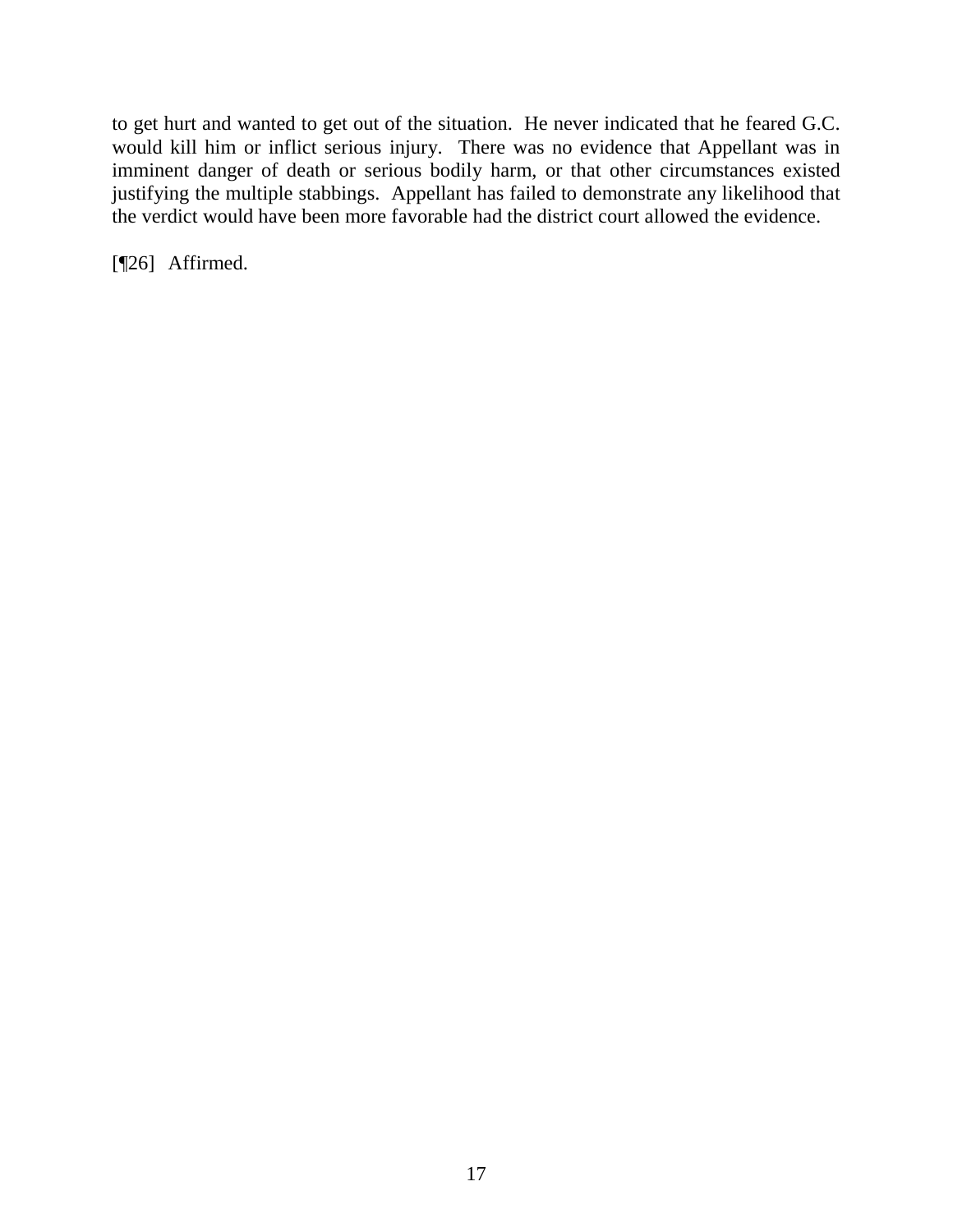to get hurt and wanted to get out of the situation. He never indicated that he feared G.C. would kill him or inflict serious injury. There was no evidence that Appellant was in imminent danger of death or serious bodily harm, or that other circumstances existed justifying the multiple stabbings. Appellant has failed to demonstrate any likelihood that the verdict would have been more favorable had the district court allowed the evidence.

[¶26] Affirmed.